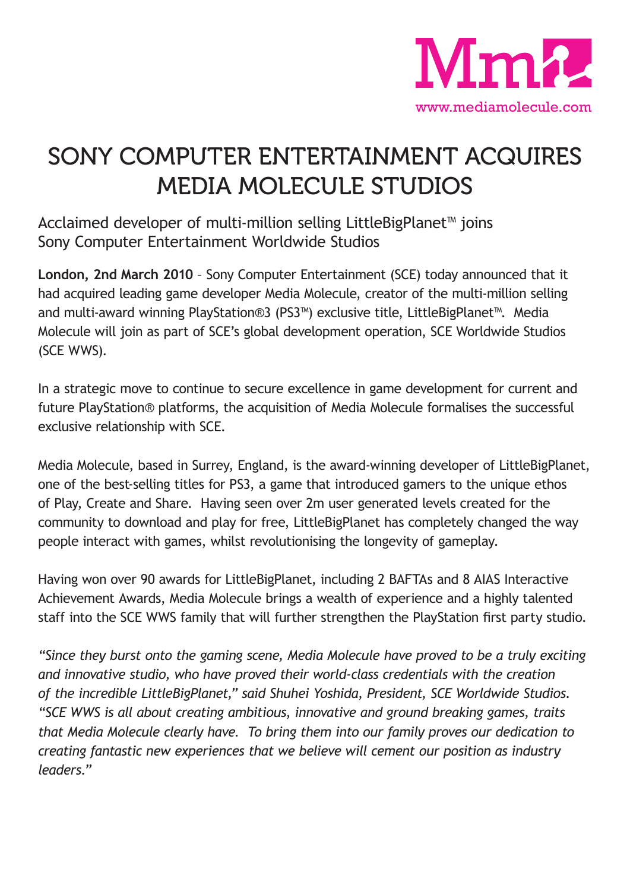Mm
www.mediamolecule.com

# SONY COMPUTER ENTERTAINMENT ACQUIRES MEDIA MOLECULE STUDIOS

## Acclaimed developer of multi-million selling LittleBigPlanet™ joins Sony Computer Entertainment Worldwide Studios

**London, 2nd March 2010** – Sony Computer Entertainment (SCE) today announced that it had acquired leading game developer Media Molecule, creator of the multi-million selling and multi-award winning PlayStation®3 (PS3™) exclusive title, LittleBigPlanet™. Media Molecule will join as part of SCE's global development operation, SCE Worldwide Studios (SCE WWS).

In a strategic move to continue to secure excellence in game development for current and future PlayStation® platforms, the acquisition of Media Molecule formalises the successful exclusive relationship with SCE.

Media Molecule, based in Surrey, England, is the award-winning developer of LittleBigPlanet, one of the best-selling titles for PS3, a game that introduced gamers to the unique ethos of Play, Create and Share. Having seen over 2m user generated levels created for the community to download and play for free, LittleBigPlanet has completely changed the way people interact with games, whilst revolutionising the longevity of gameplay.

Having won over 90 awards for LittleBigPlanet, including 2 BAFTAs and 8 AIAS Interactive Achievement Awards, Media Molecule brings a wealth of experience and a highly talented staff into the SCE WWS family that will further strengthen the PlayStation first party studio.

*"Since they burst onto the gaming scene, Media Molecule have proved to be a truly exciting and innovative studio, who have proved their world-class credentials with the creation of the incredible LittleBigPlanet," said Shuhei Yoshida, President, SCE Worldwide Studios. "SCE WWS is all about creating ambitious, innovative and ground breaking games, traits that Media Molecule clearly have. To bring them into our family proves our dedication to creating fantastic new experiences that we believe will cement our position as industry leaders."*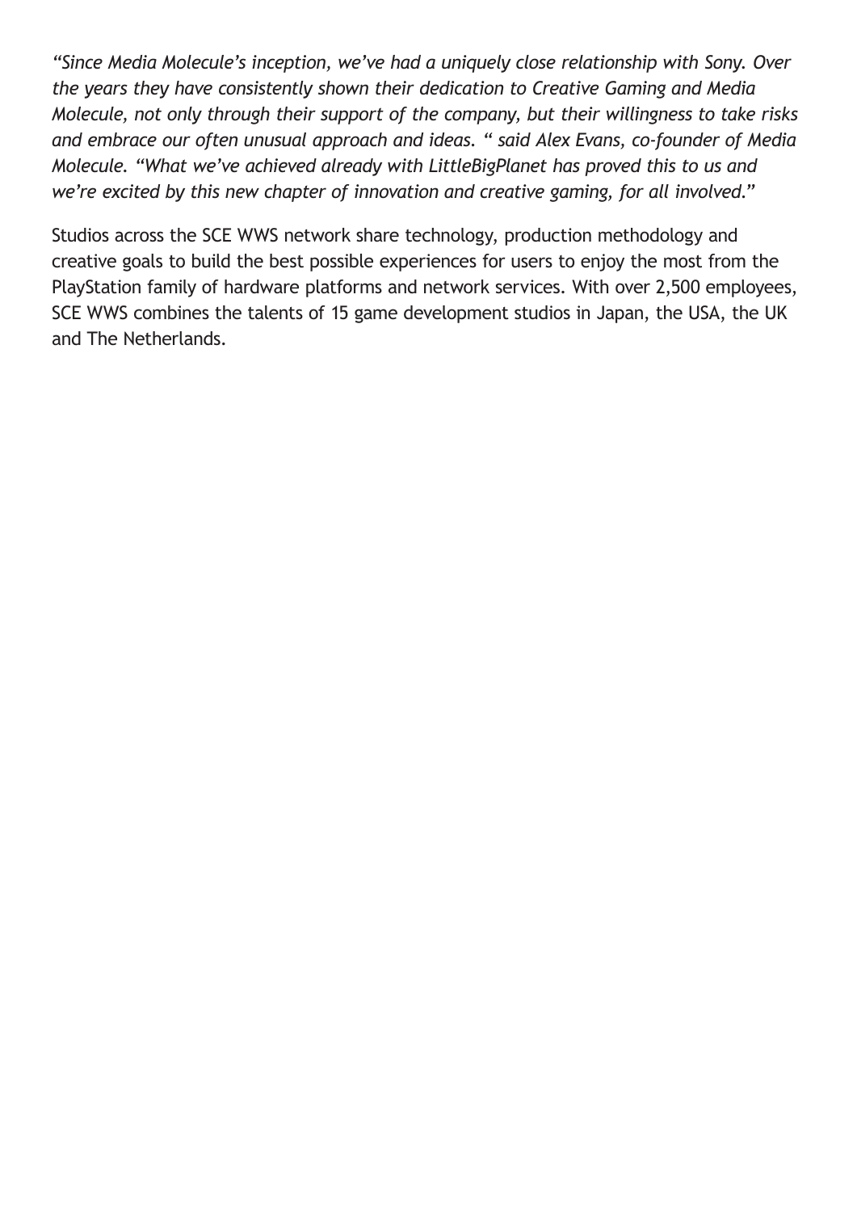*"Since Media Molecule's inception, we've had a uniquely close relationship with Sony. Over the years they have consistently shown their dedication to Creative Gaming and Media Molecule, not only through their support of the company, but their willingness to take risks and embrace our often unusual approach and ideas. " said Alex Evans, co-founder of Media Molecule. "What we've achieved already with LittleBigPlanet has proved this to us and we're excited by this new chapter of innovation and creative gaming, for all involved."*

Studios across the SCE WWS network share technology, production methodology and creative goals to build the best possible experiences for users to enjoy the most from the PlayStation family of hardware platforms and network services. With over 2,500 employees, SCE WWS combines the talents of 15 game development studios in Japan, the USA, the UK and The Netherlands.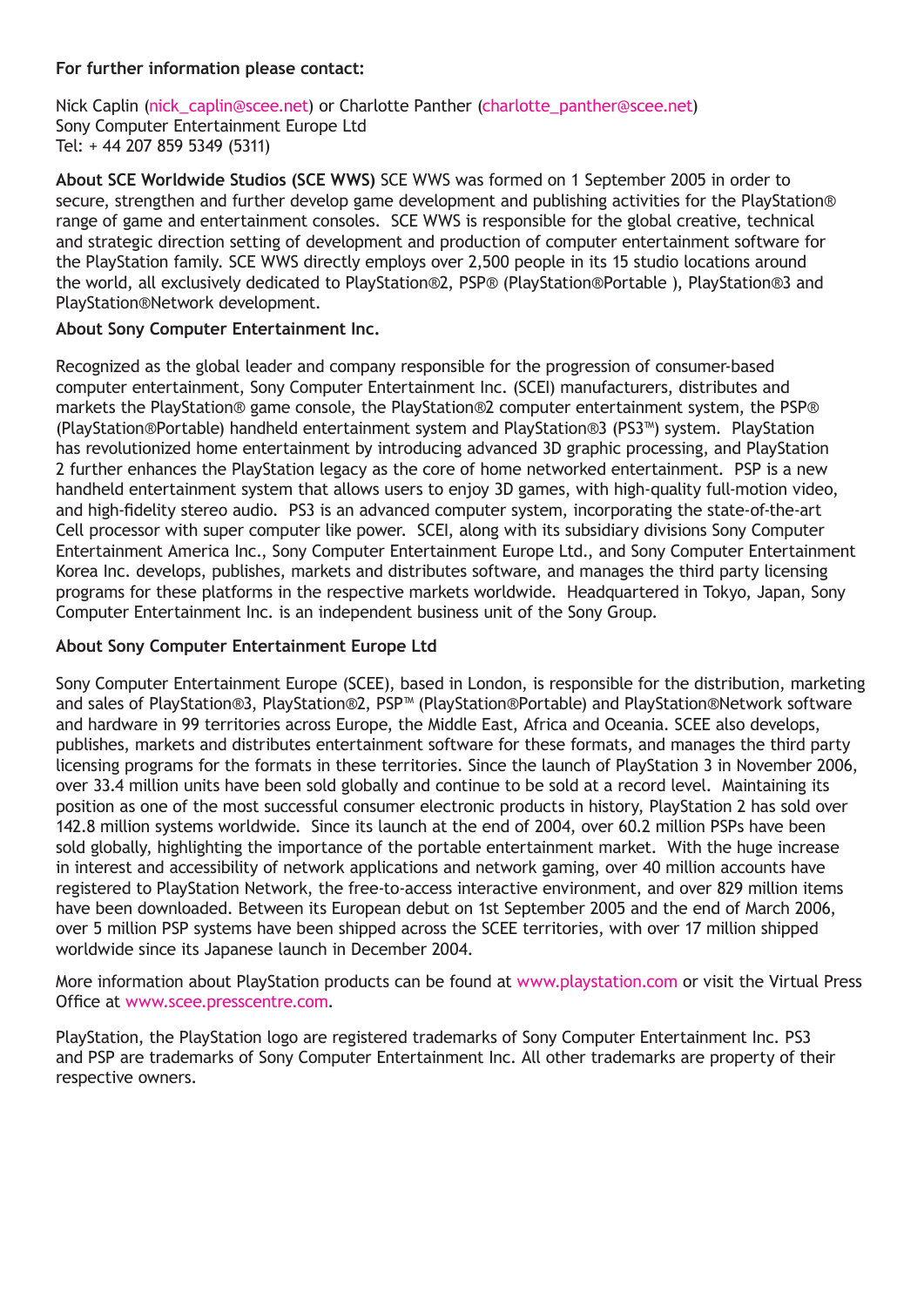**For further information please contact:**

Nick Caplin (nick_caplin@scee.net) or Charlotte Panther (charlotte_panther@scee.net)
Sony Computer Entertainment Europe Ltd
Tel: + 44 207 859 5349 (5311)

**About SCE Worldwide Studios (SCE WWS)** SCE WWS was formed on 1 September 2005 in order to secure, strengthen and further develop game development and publishing activities for the PlayStation® range of game and entertainment consoles. SCE WWS is responsible for the global creative, technical and strategic direction setting of development and production of computer entertainment software for the PlayStation family. SCE WWS directly employs over 2,500 people in its 15 studio locations around the world, all exclusively dedicated to PlayStation®2, PSP® (PlayStation®Portable ), PlayStation®3 and PlayStation®Network development.

**About Sony Computer Entertainment Inc.**

Recognized as the global leader and company responsible for the progression of consumer-based computer entertainment, Sony Computer Entertainment Inc. (SCEI) manufacturers, distributes and markets the PlayStation® game console, the PlayStation®2 computer entertainment system, the PSP® (PlayStation®Portable) handheld entertainment system and PlayStation®3 (PS3™) system. PlayStation has revolutionized home entertainment by introducing advanced 3D graphic processing, and PlayStation 2 further enhances the PlayStation legacy as the core of home networked entertainment. PSP is a new handheld entertainment system that allows users to enjoy 3D games, with high-quality full-motion video, and high-fidelity stereo audio. PS3 is an advanced computer system, incorporating the state-of-the-art Cell processor with super computer like power. SCEI, along with its subsidiary divisions Sony Computer Entertainment America Inc., Sony Computer Entertainment Europe Ltd., and Sony Computer Entertainment Korea Inc. develops, publishes, markets and distributes software, and manages the third party licensing programs for these platforms in the respective markets worldwide. Headquartered in Tokyo, Japan, Sony Computer Entertainment Inc. is an independent business unit of the Sony Group.

**About Sony Computer Entertainment Europe Ltd**

Sony Computer Entertainment Europe (SCEE), based in London, is responsible for the distribution, marketing and sales of PlayStation®3, PlayStation®2, PSP™ (PlayStation®Portable) and PlayStation®Network software and hardware in 99 territories across Europe, the Middle East, Africa and Oceania. SCEE also develops, publishes, markets and distributes entertainment software for these formats, and manages the third party licensing programs for the formats in these territories. Since the launch of PlayStation 3 in November 2006, over 33.4 million units have been sold globally and continue to be sold at a record level. Maintaining its position as one of the most successful consumer electronic products in history, PlayStation 2 has sold over 142.8 million systems worldwide. Since its launch at the end of 2004, over 60.2 million PSPs have been sold globally, highlighting the importance of the portable entertainment market. With the huge increase in interest and accessibility of network applications and network gaming, over 40 million accounts have registered to PlayStation Network, the free-to-access interactive environment, and over 829 million items have been downloaded. Between its European debut on 1st September 2005 and the end of March 2006, over 5 million PSP systems have been shipped across the SCEE territories, with over 17 million shipped worldwide since its Japanese launch in December 2004.

More information about PlayStation products can be found at www.playstation.com or visit the Virtual Press Office at www.scee.presscentre.com.

PlayStation, the PlayStation logo are registered trademarks of Sony Computer Entertainment Inc. PS3 and PSP are trademarks of Sony Computer Entertainment Inc. All other trademarks are property of their respective owners.